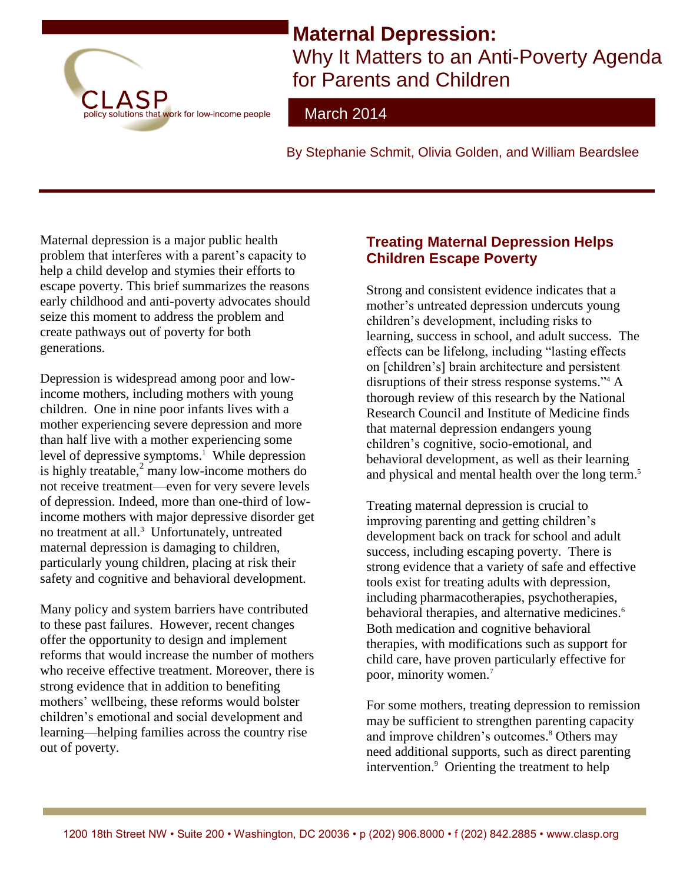# Maternal Depression:

## Why It Matters to an Anti-Poverty Agenda for Parents and Children

March 2014

By Stephanie Schmit, Olivia Golden, and William Beardslee

Maternal depression is a major public health problem that interferes with a parent's capacity to help a child develop and stymies their efforts to escape poverty. This brief summarizes the reasons early childhood and anti-poverty advocates should seize this moment to address the problem and create pathways out of poverty for both generations.

Depression is widespread among poor and low-income mothers, including mothers with young children. One in nine poor infants lives with a mother experiencing severe depression and more than half live with a mother experiencing some level of depressive symptoms.[1] While depression is highly treatable,[2] many low-income mothers do not receive treatment—even for very severe levels of depression. Indeed, more than one-third of low-income mothers with major depressive disorder get no treatment at all.[3] Unfortunately, untreated maternal depression is damaging to children, particularly young children, placing at risk their safety and cognitive and behavioral development.

Many policy and system barriers have contributed to these past failures. However, recent changes offer the opportunity to design and implement reforms that would increase the number of mothers who receive effective treatment. Moreover, there is strong evidence that in addition to benefiting mothers' wellbeing, these reforms would bolster children's emotional and social development and learning—helping families across the country rise out of poverty.

### Treating Maternal Depression Helps Children Escape Poverty

Strong and consistent evidence indicates that a mother's untreated depression undercuts young children's development, including risks to learning, success in school, and adult success. The effects can be lifelong, including "lasting effects on [children's] brain architecture and persistent disruptions of their stress response systems."[4] A thorough review of this research by the National Research Council and Institute of Medicine finds that maternal depression endangers young children's cognitive, socio-emotional, and behavioral development, as well as their learning and physical and mental health over the long term.[5]

Treating maternal depression is crucial to improving parenting and getting children's development back on track for school and adult success, including escaping poverty. There is strong evidence that a variety of safe and effective tools exist for treating adults with depression, including pharmacotherapies, psychotherapies, behavioral therapies, and alternative medicines.[6] Both medication and cognitive behavioral therapies, with modifications such as support for child care, have proven particularly effective for poor, minority women.[7]

For some mothers, treating depression to remission may be sufficient to strengthen parenting capacity and improve children's outcomes.[8] Others may need additional supports, such as direct parenting intervention.[9] Orienting the treatment to help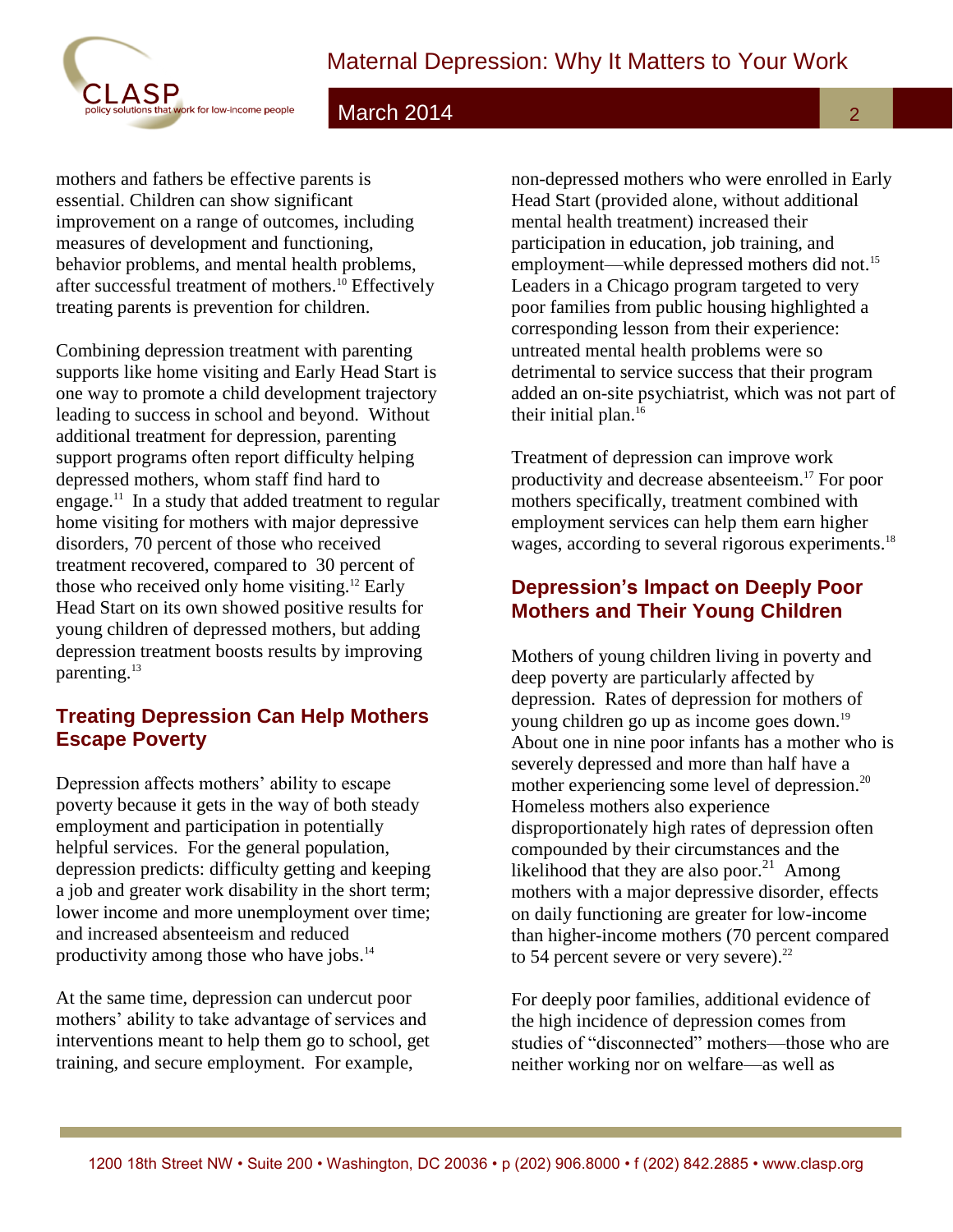mothers and fathers be effective parents is essential. Children can show significant improvement on a range of outcomes, including measures of development and functioning, behavior problems, and mental health problems, after successful treatment of mothers.[10] Effectively treating parents is prevention for children.

Combining depression treatment with parenting supports like home visiting and Early Head Start is one way to promote a child development trajectory leading to success in school and beyond. Without additional treatment for depression, parenting support programs often report difficulty helping depressed mothers, whom staff find hard to engage.[11] In a study that added treatment to regular home visiting for mothers with major depressive disorders, 70 percent of those who received treatment recovered, compared to 30 percent of those who received only home visiting.[12] Early Head Start on its own showed positive results for young children of depressed mothers, but adding depression treatment boosts results by improving parenting.[13]

## Treating Depression Can Help Mothers Escape Poverty

Depression affects mothers' ability to escape poverty because it gets in the way of both steady employment and participation in potentially helpful services. For the general population, depression predicts: difficulty getting and keeping a job and greater work disability in the short term; lower income and more unemployment over time; and increased absenteeism and reduced productivity among those who have jobs.[14]

At the same time, depression can undercut poor mothers' ability to take advantage of services and interventions meant to help them go to school, get training, and secure employment. For example, non-depressed mothers who were enrolled in Early Head Start (provided alone, without additional mental health treatment) increased their participation in education, job training, and employment—while depressed mothers did not.[15] Leaders in a Chicago program targeted to very poor families from public housing highlighted a corresponding lesson from their experience: untreated mental health problems were so detrimental to service success that their program added an on-site psychiatrist, which was not part of their initial plan.[16]

Treatment of depression can improve work productivity and decrease absenteeism.[17] For poor mothers specifically, treatment combined with employment services can help them earn higher wages, according to several rigorous experiments.[18]

## Depression's Impact on Deeply Poor Mothers and Their Young Children

Mothers of young children living in poverty and deep poverty are particularly affected by depression. Rates of depression for mothers of young children go up as income goes down.[19] About one in nine poor infants has a mother who is severely depressed and more than half have a mother experiencing some level of depression.[20] Homeless mothers also experience disproportionately high rates of depression often compounded by their circumstances and the likelihood that they are also poor.[21] Among mothers with a major depressive disorder, effects on daily functioning are greater for low-income than higher-income mothers (70 percent compared to 54 percent severe or very severe).[22]

For deeply poor families, additional evidence of the high incidence of depression comes from studies of "disconnected" mothers—those who are neither working nor on welfare—as well as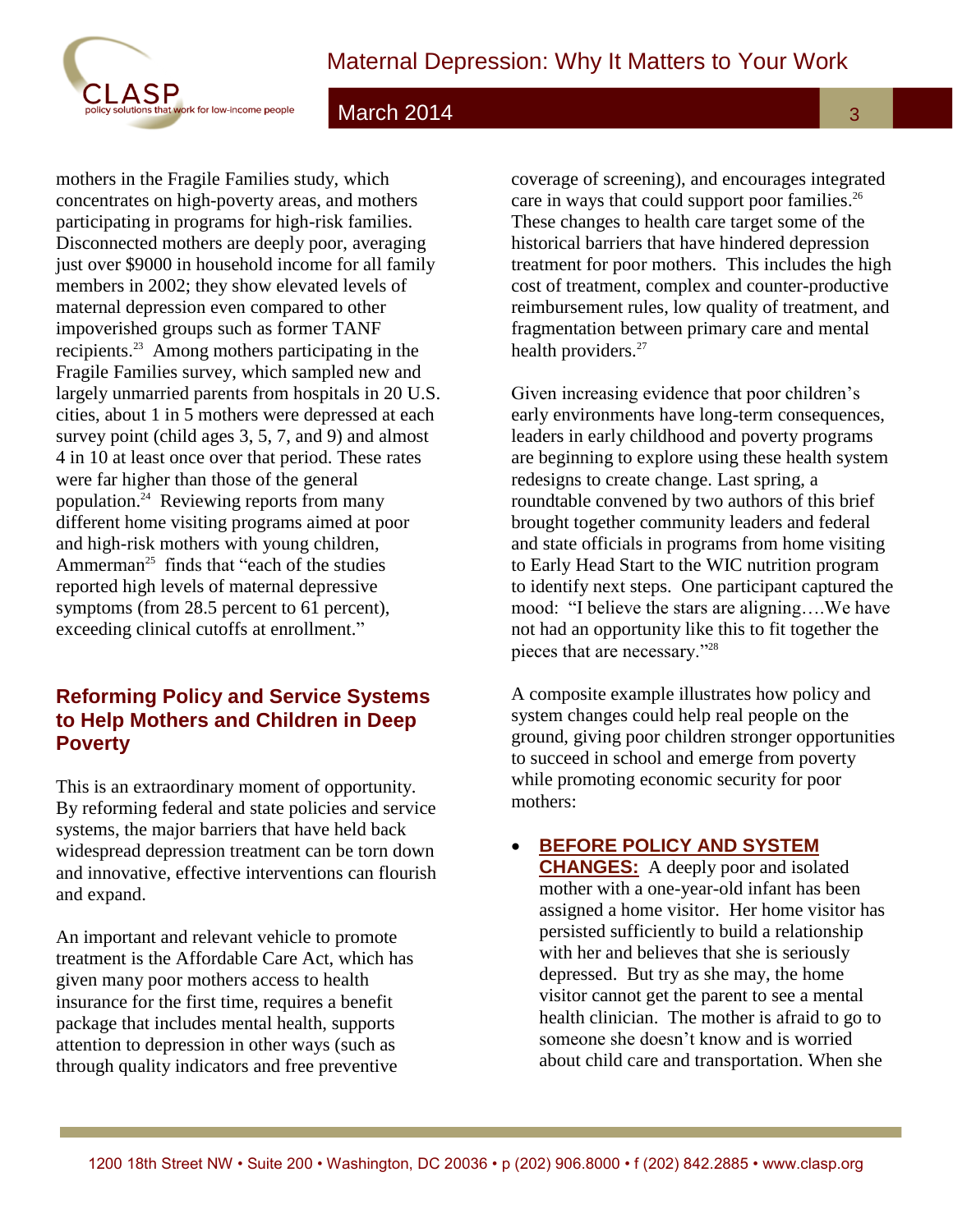mothers in the Fragile Families study, which concentrates on high-poverty areas, and mothers participating in programs for high-risk families. Disconnected mothers are deeply poor, averaging just over $9000 in household income for all family members in 2002; they show elevated levels of maternal depression even compared to other impoverished groups such as former TANF recipients.[23] Among mothers participating in the Fragile Families survey, which sampled new and largely unmarried parents from hospitals in 20 U.S. cities, about 1 in 5 mothers were depressed at each survey point (child ages 3, 5, 7, and 9) and almost 4 in 10 at least once over that period. These rates were far higher than those of the general population.[24] Reviewing reports from many different home visiting programs aimed at poor and high-risk mothers with young children, Ammerman[25] finds that "each of the studies reported high levels of maternal depressive symptoms (from 28.5 percent to 61 percent), exceeding clinical cutoffs at enrollment."

## Reforming Policy and Service Systems to Help Mothers and Children in Deep Poverty

This is an extraordinary moment of opportunity. By reforming federal and state policies and service systems, the major barriers that have held back widespread depression treatment can be torn down and innovative, effective interventions can flourish and expand.

An important and relevant vehicle to promote treatment is the Affordable Care Act, which has given many poor mothers access to health insurance for the first time, requires a benefit package that includes mental health, supports attention to depression in other ways (such as through quality indicators and free preventive coverage of screening), and encourages integrated care in ways that could support poor families.[26] These changes to health care target some of the historical barriers that have hindered depression treatment for poor mothers. This includes the high cost of treatment, complex and counter-productive reimbursement rules, low quality of treatment, and fragmentation between primary care and mental health providers.[27]

Given increasing evidence that poor children's early environments have long-term consequences, leaders in early childhood and poverty programs are beginning to explore using these health system redesigns to create change. Last spring, a roundtable convened by two authors of this brief brought together community leaders and federal and state officials in programs from home visiting to Early Head Start to the WIC nutrition program to identify next steps. One participant captured the mood: "I believe the stars are aligning….We have not had an opportunity like this to fit together the pieces that are necessary."[28]

A composite example illustrates how policy and system changes could help real people on the ground, giving poor children stronger opportunities to succeed in school and emerge from poverty while promoting economic security for poor mothers:

- **BEFORE POLICY AND SYSTEM CHANGES:** A deeply poor and isolated mother with a one-year-old infant has been assigned a home visitor. Her home visitor has persisted sufficiently to build a relationship with her and believes that she is seriously depressed. But try as she may, the home visitor cannot get the parent to see a mental health clinician. The mother is afraid to go to someone she doesn't know and is worried about child care and transportation. When she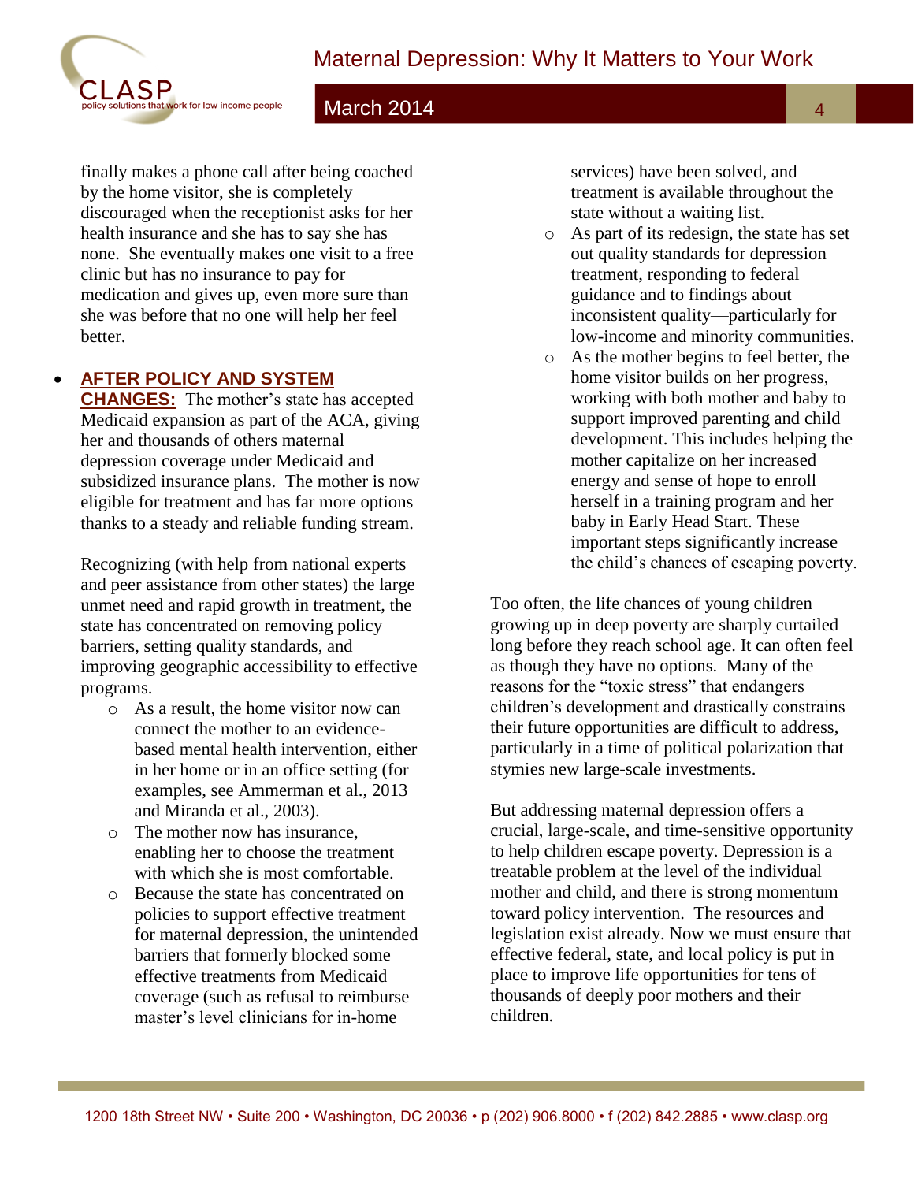finally makes a phone call after being coached by the home visitor, she is completely discouraged when the receptionist asks for her health insurance and she has to say she has none. She eventually makes one visit to a free clinic but has no insurance to pay for medication and gives up, even more sure than she was before that no one will help her feel better.

- **AFTER POLICY AND SYSTEM CHANGES:** The mother's state has accepted Medicaid expansion as part of the ACA, giving her and thousands of others maternal depression coverage under Medicaid and subsidized insurance plans. The mother is now eligible for treatment and has far more options thanks to a steady and reliable funding stream.

  Recognizing (with help from national experts and peer assistance from other states) the large unmet need and rapid growth in treatment, the state has concentrated on removing policy barriers, setting quality standards, and improving geographic accessibility to effective programs.

  - As a result, the home visitor now can connect the mother to an evidence-based mental health intervention, either in her home or in an office setting (for examples, see Ammerman et al., 2013 and Miranda et al., 2003).
  - The mother now has insurance, enabling her to choose the treatment with which she is most comfortable.
  - Because the state has concentrated on policies to support effective treatment for maternal depression, the unintended barriers that formerly blocked some effective treatments from Medicaid coverage (such as refusal to reimburse master's level clinicians for in-home services) have been solved, and treatment is available throughout the state without a waiting list.
  - As part of its redesign, the state has set out quality standards for depression treatment, responding to federal guidance and to findings about inconsistent quality—particularly for low-income and minority communities.
  - As the mother begins to feel better, the home visitor builds on her progress, working with both mother and baby to support improved parenting and child development. This includes helping the mother capitalize on her increased energy and sense of hope to enroll herself in a training program and her baby in Early Head Start. These important steps significantly increase the child's chances of escaping poverty.

Too often, the life chances of young children growing up in deep poverty are sharply curtailed long before they reach school age. It can often feel as though they have no options. Many of the reasons for the "toxic stress" that endangers children's development and drastically constrains their future opportunities are difficult to address, particularly in a time of political polarization that stymies new large-scale investments.

But addressing maternal depression offers a crucial, large-scale, and time-sensitive opportunity to help children escape poverty. Depression is a treatable problem at the level of the individual mother and child, and there is strong momentum toward policy intervention. The resources and legislation exist already. Now we must ensure that effective federal, state, and local policy is put in place to improve life opportunities for tens of thousands of deeply poor mothers and their children.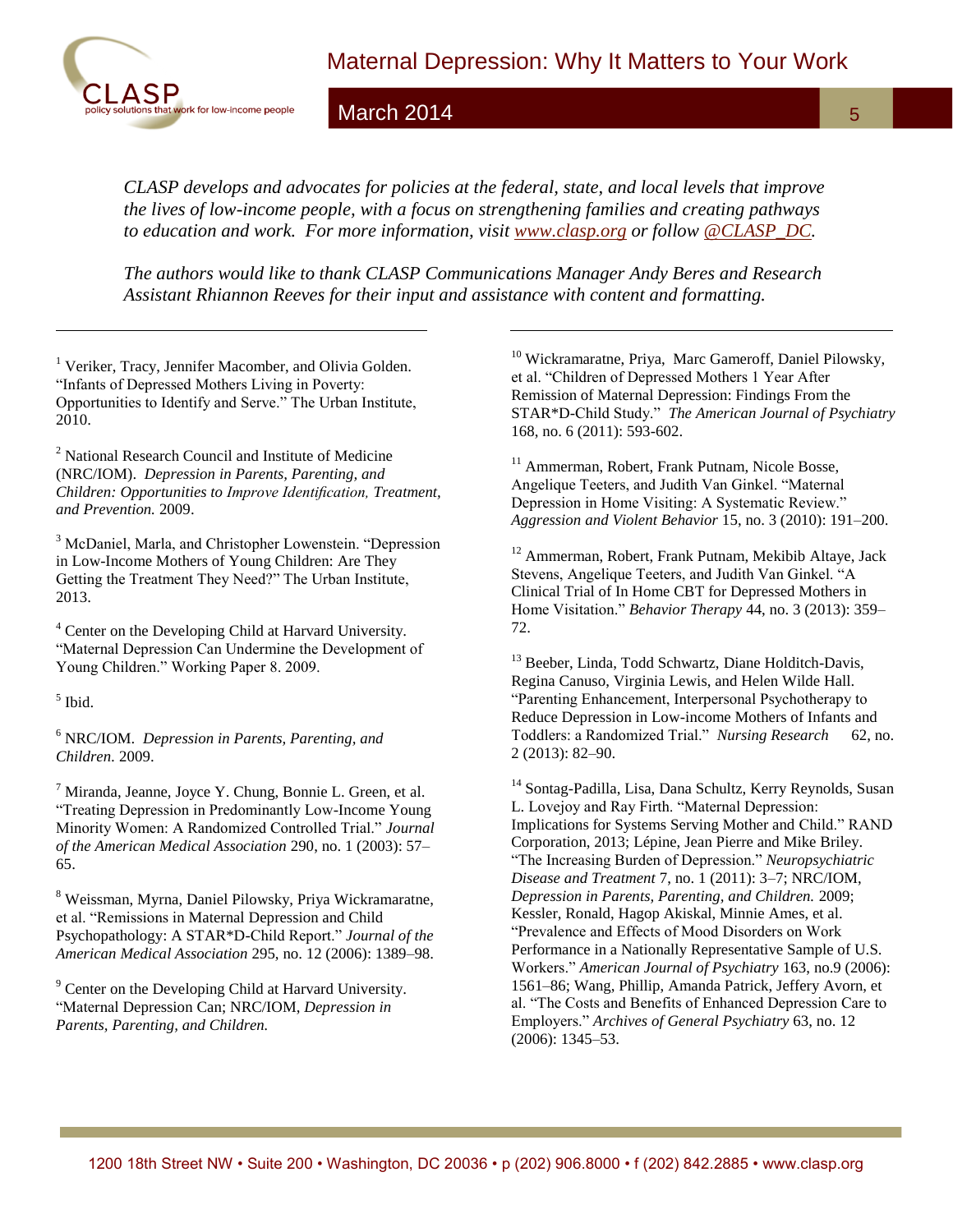*CLASP develops and advocates for policies at the federal, state, and local levels that improve the lives of low-income people, with a focus on strengthening families and creating pathways to education and work. For more information, visit [www.clasp.org](http://www.clasp.org) or follow [@CLASP_DC](https://twitter.com/CLASP_DC).*

*The authors would like to thank CLASP Communications Manager Andy Beres and Research Assistant Rhiannon Reeves for their input and assistance with content and formatting.*

---

[1] Veriker, Tracy, Jennifer Macomber, and Olivia Golden. "Infants of Depressed Mothers Living in Poverty: Opportunities to Identify and Serve." The Urban Institute, 2010.

[2] National Research Council and Institute of Medicine (NRC/IOM). *Depression in Parents, Parenting, and Children: Opportunities to Improve Identification, Treatment, and Prevention.* 2009.

[3] McDaniel, Marla, and Christopher Lowenstein. "Depression in Low-Income Mothers of Young Children: Are They Getting the Treatment They Need?" The Urban Institute, 2013.

[4] Center on the Developing Child at Harvard University. "Maternal Depression Can Undermine the Development of Young Children." Working Paper 8. 2009.

[5] Ibid.

[6] NRC/IOM. *Depression in Parents, Parenting, and Children.* 2009.

[7] Miranda, Jeanne, Joyce Y. Chung, Bonnie L. Green, et al. "Treating Depression in Predominantly Low-Income Young Minority Women: A Randomized Controlled Trial." *Journal of the American Medical Association* 290, no. 1 (2003): 57–65.

[8] Weissman, Myrna, Daniel Pilowsky, Priya Wickramaratne, et al. "Remissions in Maternal Depression and Child Psychopathology: A STAR*D-Child Report." *Journal of the American Medical Association* 295, no. 12 (2006): 1389–98.

[9] Center on the Developing Child at Harvard University. "Maternal Depression Can; NRC/IOM, *Depression in Parents, Parenting, and Children.*

[10] Wickramaratne, Priya, Marc Gameroff, Daniel Pilowsky, et al. "Children of Depressed Mothers 1 Year After Remission of Maternal Depression: Findings From the STAR*D-Child Study." *The American Journal of Psychiatry* 168, no. 6 (2011): 593-602.

[11] Ammerman, Robert, Frank Putnam, Nicole Bosse, Angelique Teeters, and Judith Van Ginkel. "Maternal Depression in Home Visiting: A Systematic Review." *Aggression and Violent Behavior* 15, no. 3 (2010): 191–200.

[12] Ammerman, Robert, Frank Putnam, Mekibib Altaye, Jack Stevens, Angelique Teeters, and Judith Van Ginkel. "A Clinical Trial of In Home CBT for Depressed Mothers in Home Visitation." *Behavior Therapy* 44, no. 3 (2013): 359–72.

[13] Beeber, Linda, Todd Schwartz, Diane Holditch-Davis, Regina Canuso, Virginia Lewis, and Helen Wilde Hall. "Parenting Enhancement, Interpersonal Psychotherapy to Reduce Depression in Low-income Mothers of Infants and Toddlers: a Randomized Trial." *Nursing Research* 62, no. 2 (2013): 82–90.

[14] Sontag-Padilla, Lisa, Dana Schultz, Kerry Reynolds, Susan L. Lovejoy and Ray Firth. "Maternal Depression: Implications for Systems Serving Mother and Child." RAND Corporation, 2013; Lépine, Jean Pierre and Mike Briley. "The Increasing Burden of Depression." *Neuropsychiatric Disease and Treatment* 7, no. 1 (2011): 3–7; NRC/IOM, *Depression in Parents, Parenting, and Children.* 2009; Kessler, Ronald, Hagop Akiskal, Minnie Ames, et al. "Prevalence and Effects of Mood Disorders on Work Performance in a Nationally Representative Sample of U.S. Workers." *American Journal of Psychiatry* 163, no.9 (2006): 1561–86; Wang, Phillip, Amanda Patrick, Jeffery Avorn, et al. "The Costs and Benefits of Enhanced Depression Care to Employers." *Archives of General Psychiatry* 63, no. 12 (2006): 1345–53.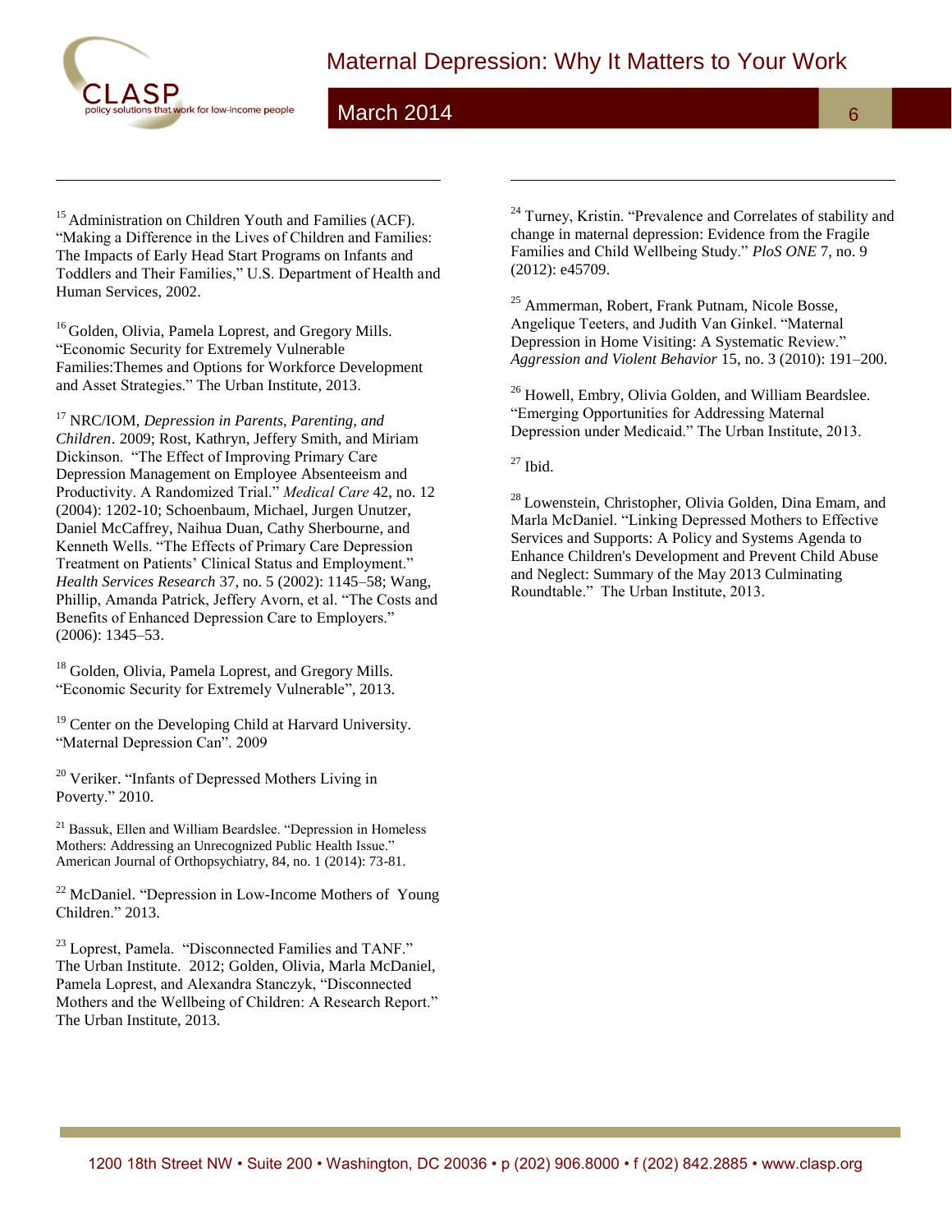[15] Administration on Children Youth and Families (ACF). "Making a Difference in the Lives of Children and Families: The Impacts of Early Head Start Programs on Infants and Toddlers and Their Families," U.S. Department of Health and Human Services, 2002.

[16] Golden, Olivia, Pamela Loprest, and Gregory Mills. "Economic Security for Extremely Vulnerable Families:Themes and Options for Workforce Development and Asset Strategies." The Urban Institute, 2013.

[17] NRC/IOM, *Depression in Parents, Parenting, and Children*. 2009; Rost, Kathryn, Jeffery Smith, and Miriam Dickinson. "The Effect of Improving Primary Care Depression Management on Employee Absenteeism and Productivity. A Randomized Trial." *Medical Care* 42, no. 12 (2004): 1202-10; Schoenbaum, Michael, Jurgen Unutzer, Daniel McCaffrey, Naihua Duan, Cathy Sherbourne, and Kenneth Wells. "The Effects of Primary Care Depression Treatment on Patients' Clinical Status and Employment." *Health Services Research* 37, no. 5 (2002): 1145–58; Wang, Phillip, Amanda Patrick, Jeffery Avorn, et al. "The Costs and Benefits of Enhanced Depression Care to Employers." (2006): 1345–53.

[18] Golden, Olivia, Pamela Loprest, and Gregory Mills. "Economic Security for Extremely Vulnerable", 2013.

[19] Center on the Developing Child at Harvard University. "Maternal Depression Can". 2009

[20] Veriker. "Infants of Depressed Mothers Living in Poverty." 2010.

[21] Bassuk, Ellen and William Beardslee. "Depression in Homeless Mothers: Addressing an Unrecognized Public Health Issue." American Journal of Orthopsychiatry, 84, no. 1 (2014): 73-81.

[22] McDaniel. "Depression in Low-Income Mothers of Young Children." 2013.

[23] Loprest, Pamela. "Disconnected Families and TANF." The Urban Institute. 2012; Golden, Olivia, Marla McDaniel, Pamela Loprest, and Alexandra Stanczyk, "Disconnected Mothers and the Wellbeing of Children: A Research Report." The Urban Institute, 2013.

[24] Turney, Kristin. "Prevalence and Correlates of stability and change in maternal depression: Evidence from the Fragile Families and Child Wellbeing Study." *PloS ONE* 7, no. 9 (2012): e45709.

[25] Ammerman, Robert, Frank Putnam, Nicole Bosse, Angelique Teeters, and Judith Van Ginkel. "Maternal Depression in Home Visiting: A Systematic Review." *Aggression and Violent Behavior* 15, no. 3 (2010): 191–200.

[26] Howell, Embry, Olivia Golden, and William Beardslee. "Emerging Opportunities for Addressing Maternal Depression under Medicaid." The Urban Institute, 2013.

[27] Ibid.

[28] Lowenstein, Christopher, Olivia Golden, Dina Emam, and Marla McDaniel. "Linking Depressed Mothers to Effective Services and Supports: A Policy and Systems Agenda to Enhance Children's Development and Prevent Child Abuse and Neglect: Summary of the May 2013 Culminating Roundtable." The Urban Institute, 2013.